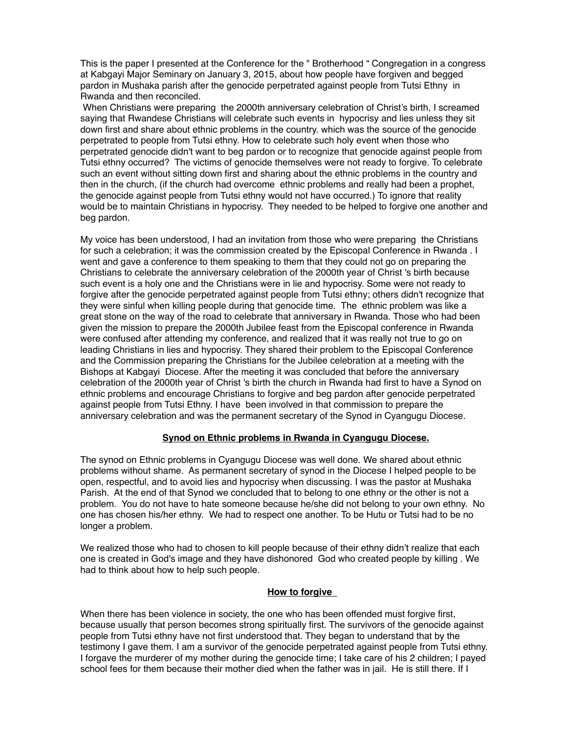This is the paper I presented at the Conference for the " Brotherhood " Congregation in a congress at Kabgayi Major Seminary on January 3, 2015, about how people have forgiven and begged pardon in Mushaka parish after the genocide perpetrated against people from Tutsi Ethny in Rwanda and then reconciled.

When Christians were preparing the 2000th anniversary celebration of Christ's birth, I screamed saying that Rwandese Christians will celebrate such events in hypocrisy and lies unless they sit down first and share about ethnic problems in the country. which was the source of the genocide perpetrated to people from Tutsi ethny. How to celebrate such holy event when those who perpetrated genocide didn't want to beg pardon or to recognize that genocide against people from Tutsi ethny occurred? The victims of genocide themselves were not ready to forgive. To celebrate such an event without sitting down first and sharing about the ethnic problems in the country and then in the church, (if the church had overcome ethnic problems and really had been a prophet, the genocide against people from Tutsi ethny would not have occurred.) To ignore that reality would be to maintain Christians in hypocrisy. They needed to be helped to forgive one another and beg pardon.

My voice has been understood, I had an invitation from those who were preparing the Christians for such a celebration; it was the commission created by the Episcopal Conference in Rwanda . I went and gave a conference to them speaking to them that they could not go on preparing the Christians to celebrate the anniversary celebration of the 2000th year of Christ 's birth because such event is a holy one and the Christians were in lie and hypocrisy. Some were not ready to forgive after the genocide perpetrated against people from Tutsi ethny; others didn't recognize that they were sinful when killing people during that genocide time. The ethnic problem was like a great stone on the way of the road to celebrate that anniversary in Rwanda. Those who had been given the mission to prepare the 2000th Jubilee feast from the Episcopal conference in Rwanda were confused after attending my conference, and realized that it was really not true to go on leading Christians in lies and hypocrisy. They shared their problem to the Episcopal Conference and the Commission preparing the Christians for the Jubilee celebration at a meeting with the Bishops at Kabgayi Diocese. After the meeting it was concluded that before the anniversary celebration of the 2000th year of Christ 's birth the church in Rwanda had first to have a Synod on ethnic problems and encourage Christians to forgive and beg pardon after genocide perpetrated against people from Tutsi Ethny. I have been involved in that commission to prepare the anniversary celebration and was the permanent secretary of the Synod in Cyangugu Diocese.

## Synod on Ethnic problems in Rwanda in Cyangugu Diocese.

The synod on Ethnic problems in Cyangugu Diocese was well done. We shared about ethnic problems without shame. As permanent secretary of synod in the Diocese I helped people to be open, respectful, and to avoid lies and hypocrisy when discussing. I was the pastor at Mushaka Parish. At the end of that Synod we concluded that to belong to one ethny or the other is not a problem. You do not have to hate someone because he/she did not belong to your own ethny. No one has chosen his/her ethny. We had to respect one another. To be Hutu or Tutsi had to be no longer a problem.

We realized those who had to chosen to kill people because of their ethny didn't realize that each one is created in God's image and they have dishonored God who created people by killing . We had to think about how to help such people.

## How to forgive

When there has been violence in society, the one who has been offended must forgive first, because usually that person becomes strong spiritually first. The survivors of the genocide against people from Tutsi ethny have not first understood that. They began to understand that by the testimony I gave them. I am a survivor of the genocide perpetrated against people from Tutsi ethny. I forgave the murderer of my mother during the genocide time; I take care of his 2 children; I payed school fees for them because their mother died when the father was in jail. He is still there. If I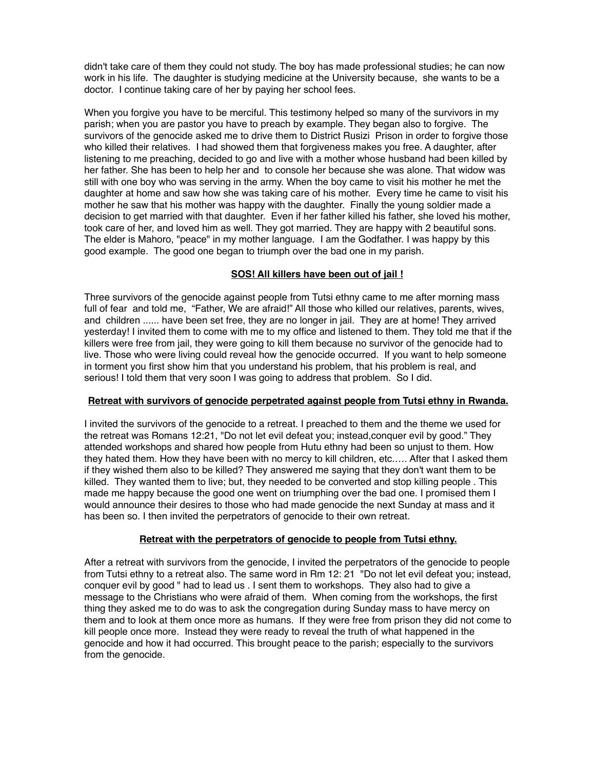didn't take care of them they could not study. The boy has made professional studies; he can now work in his life. The daughter is studying medicine at the University because, she wants to be a doctor. I continue taking care of her by paying her school fees.

When you forgive you have to be merciful. This testimony helped so many of the survivors in my parish; when you are pastor you have to preach by example. They began also to forgive. The survivors of the genocide asked me to drive them to District Rusizi Prison in order to forgive those who killed their relatives. I had showed them that forgiveness makes you free. A daughter, after listening to me preaching, decided to go and live with a mother whose husband had been killed by her father. She has been to help her and to console her because she was alone. That widow was still with one boy who was serving in the army. When the boy came to visit his mother he met the daughter at home and saw how she was taking care of his mother. Every time he came to visit his mother he saw that his mother was happy with the daughter. Finally the young soldier made a decision to get married with that daughter. Even if her father killed his father, she loved his mother, took care of her, and loved him as well. They got married. They are happy with 2 beautiful sons. The elder is Mahoro, "peace" in my mother language. I am the Godfather. I was happy by this good example. The good one began to triumph over the bad one in my parish.

## SOS! All killers have been out of jail !

Three survivors of the genocide against people from Tutsi ethny came to me after morning mass full of fear and told me, "Father, We are afraid!" All those who killed our relatives, parents, wives, and children ...... have been set free, they are no longer in jail. They are at home! They arrived yesterday! I invited them to come with me to my office and listened to them. They told me that if the killers were free from jail, they were going to kill them because no survivor of the genocide had to live. Those who were living could reveal how the genocide occurred. If you want to help someone in torment you first show him that you understand his problem, that his problem is real, and serious! I told them that very soon I was going to address that problem. So I did.

## Retreat with survivors of genocide perpetrated against people from Tutsi ethny in Rwanda.

I invited the survivors of the genocide to a retreat. I preached to them and the theme we used for the retreat was Romans 12:21, "Do not let evil defeat you; instead,conquer evil by good." They attended workshops and shared how people from Hutu ethny had been so unjust to them. How they hated them. How they have been with no mercy to kill children, etc..... After that I asked them if they wished them also to be killed? They answered me saying that they don't want them to be killed. They wanted them to live; but, they needed to be converted and stop killing people . This made me happy because the good one went on triumphing over the bad one. I promised them I would announce their desires to those who had made genocide the next Sunday at mass and it has been so. I then invited the perpetrators of genocide to their own retreat.

## Retreat with the perpetrators of genocide to people from Tutsi ethny.

After a retreat with survivors from the genocide, I invited the perpetrators of the genocide to people from Tutsi ethny to a retreat also. The same word in Rm 12: 21 "Do not let evil defeat you; instead, conquer evil by good " had to lead us . I sent them to workshops. They also had to give a message to the Christians who were afraid of them. When coming from the workshops, the first thing they asked me to do was to ask the congregation during Sunday mass to have mercy on them and to look at them once more as humans. If they were free from prison they did not come to kill people once more. Instead they were ready to reveal the truth of what happened in the genocide and how it had occurred. This brought peace to the parish; especially to the survivors from the genocide.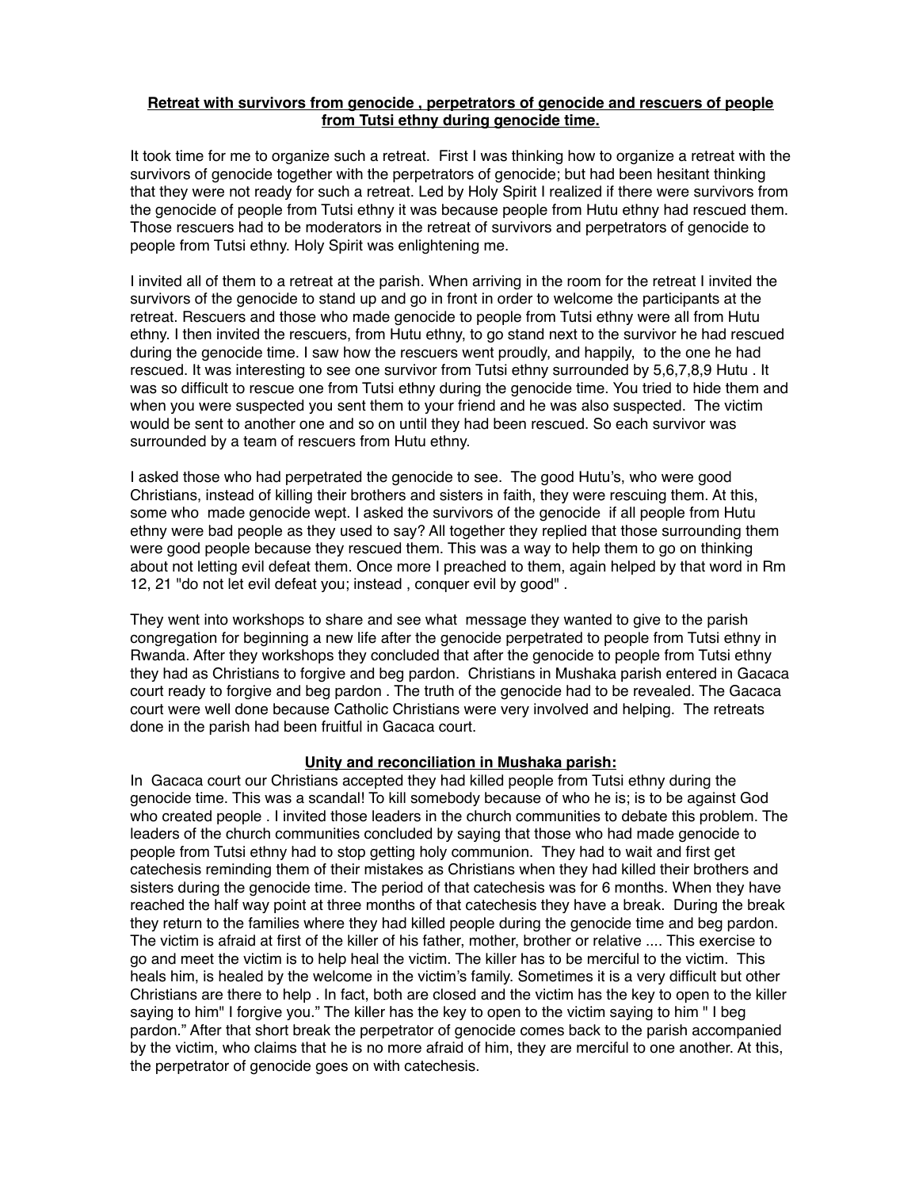**Retreat with survivors from genocide , perpetrators of genocide and rescuers of people from Tutsi ethny during genocide time.**

It took time for me to organize such a retreat. First I was thinking how to organize a retreat with the survivors of genocide together with the perpetrators of genocide; but had been hesitant thinking that they were not ready for such a retreat. Led by Holy Spirit I realized if there were survivors from the genocide of people from Tutsi ethny it was because people from Hutu ethny had rescued them. Those rescuers had to be moderators in the retreat of survivors and perpetrators of genocide to people from Tutsi ethny. Holy Spirit was enlightening me.

I invited all of them to a retreat at the parish. When arriving in the room for the retreat I invited the survivors of the genocide to stand up and go in front in order to welcome the participants at the retreat. Rescuers and those who made genocide to people from Tutsi ethny were all from Hutu ethny. I then invited the rescuers, from Hutu ethny, to go stand next to the survivor he had rescued during the genocide time. I saw how the rescuers went proudly, and happily, to the one he had rescued. It was interesting to see one survivor from Tutsi ethny surrounded by 5,6,7,8,9 Hutu . It was so difficult to rescue one from Tutsi ethny during the genocide time. You tried to hide them and when you were suspected you sent them to your friend and he was also suspected. The victim would be sent to another one and so on until they had been rescued. So each survivor was surrounded by a team of rescuers from Hutu ethny.

I asked those who had perpetrated the genocide to see. The good Hutu's, who were good Christians, instead of killing their brothers and sisters in faith, they were rescuing them. At this, some who made genocide wept. I asked the survivors of the genocide if all people from Hutu ethny were bad people as they used to say? All together they replied that those surrounding them were good people because they rescued them. This was a way to help them to go on thinking about not letting evil defeat them. Once more I preached to them, again helped by that word in Rm 12, 21 "do not let evil defeat you; instead , conquer evil by good" .

They went into workshops to share and see what message they wanted to give to the parish congregation for beginning a new life after the genocide perpetrated to people from Tutsi ethny in Rwanda. After they workshops they concluded that after the genocide to people from Tutsi ethny they had as Christians to forgive and beg pardon. Christians in Mushaka parish entered in Gacaca court ready to forgive and beg pardon . The truth of the genocide had to be revealed. The Gacaca court were well done because Catholic Christians were very involved and helping. The retreats done in the parish had been fruitful in Gacaca court.

**Unity and reconciliation in Mushaka parish:**

In Gacaca court our Christians accepted they had killed people from Tutsi ethny during the genocide time. This was a scandal! To kill somebody because of who he is; is to be against God who created people . I invited those leaders in the church communities to debate this problem. The leaders of the church communities concluded by saying that those who had made genocide to people from Tutsi ethny had to stop getting holy communion. They had to wait and first get catechesis reminding them of their mistakes as Christians when they had killed their brothers and sisters during the genocide time. The period of that catechesis was for 6 months. When they have reached the half way point at three months of that catechesis they have a break. During the break they return to the families where they had killed people during the genocide time and beg pardon. The victim is afraid at first of the killer of his father, mother, brother or relative .... This exercise to go and meet the victim is to help heal the victim. The killer has to be merciful to the victim. This heals him, is healed by the welcome in the victim's family. Sometimes it is a very difficult but other Christians are there to help . In fact, both are closed and the victim has the key to open to the killer saying to him" I forgive you." The killer has the key to open to the victim saying to him " I beg pardon." After that short break the perpetrator of genocide comes back to the parish accompanied by the victim, who claims that he is no more afraid of him, they are merciful to one another. At this, the perpetrator of genocide goes on with catechesis.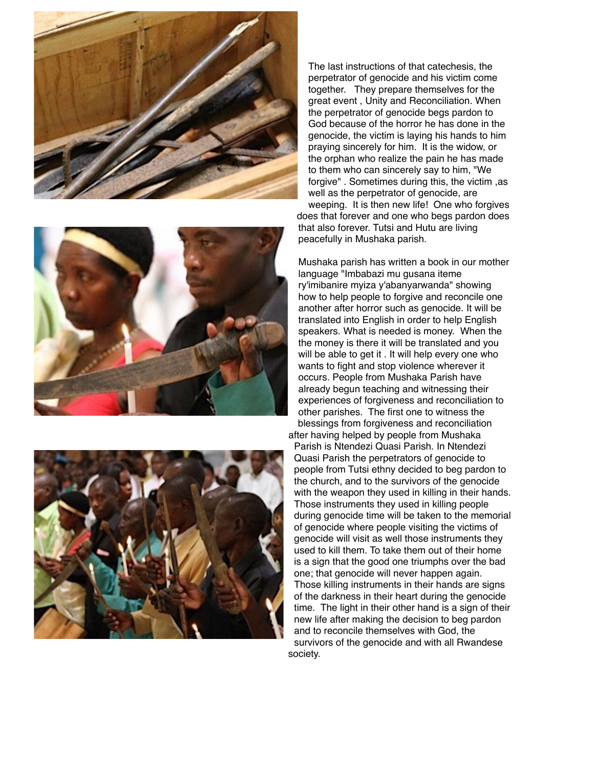The last instructions of that catechesis, the perpetrator of genocide and his victim come together. They prepare themselves for the great event , Unity and Reconciliation. When the perpetrator of genocide begs pardon to God because of the horror he has done in the genocide, the victim is laying his hands to him praying sincerely for him. It is the widow, or the orphan who realize the pain he has made to them who can sincerely say to him, "We forgive" . Sometimes during this, the victim ,as well as the perpetrator of genocide, are weeping. It is then new life! One who forgives does that forever and one who begs pardon does that also forever. Tutsi and Hutu are living peacefully in Mushaka parish.

Mushaka parish has written a book in our mother language "Imbabazi mu gusana iteme ry'imibanire myiza y'abanyarwanda" showing how to help people to forgive and reconcile one another after horror such as genocide. It will be translated into English in order to help English speakers. What is needed is money. When the the money is there it will be translated and you will be able to get it . It will help every one who wants to fight and stop violence wherever it occurs. People from Mushaka Parish have already begun teaching and witnessing their experiences of forgiveness and reconciliation to other parishes. The first one to witness the blessings from forgiveness and reconciliation after having helped by people from Mushaka Parish is Ntendezi Quasi Parish. In Ntendezi Quasi Parish the perpetrators of genocide to people from Tutsi ethny decided to beg pardon to the church, and to the survivors of the genocide with the weapon they used in killing in their hands. Those instruments they used in killing people during genocide time will be taken to the memorial of genocide where people visiting the victims of genocide will visit as well those instruments they used to kill them. To take them out of their home is a sign that the good one triumphs over the bad one; that genocide will never happen again. Those killing instruments in their hands are signs of the darkness in their heart during the genocide time. The light in their other hand is a sign of their new life after making the decision to beg pardon and to reconcile themselves with God, the survivors of the genocide and with all Rwandese society.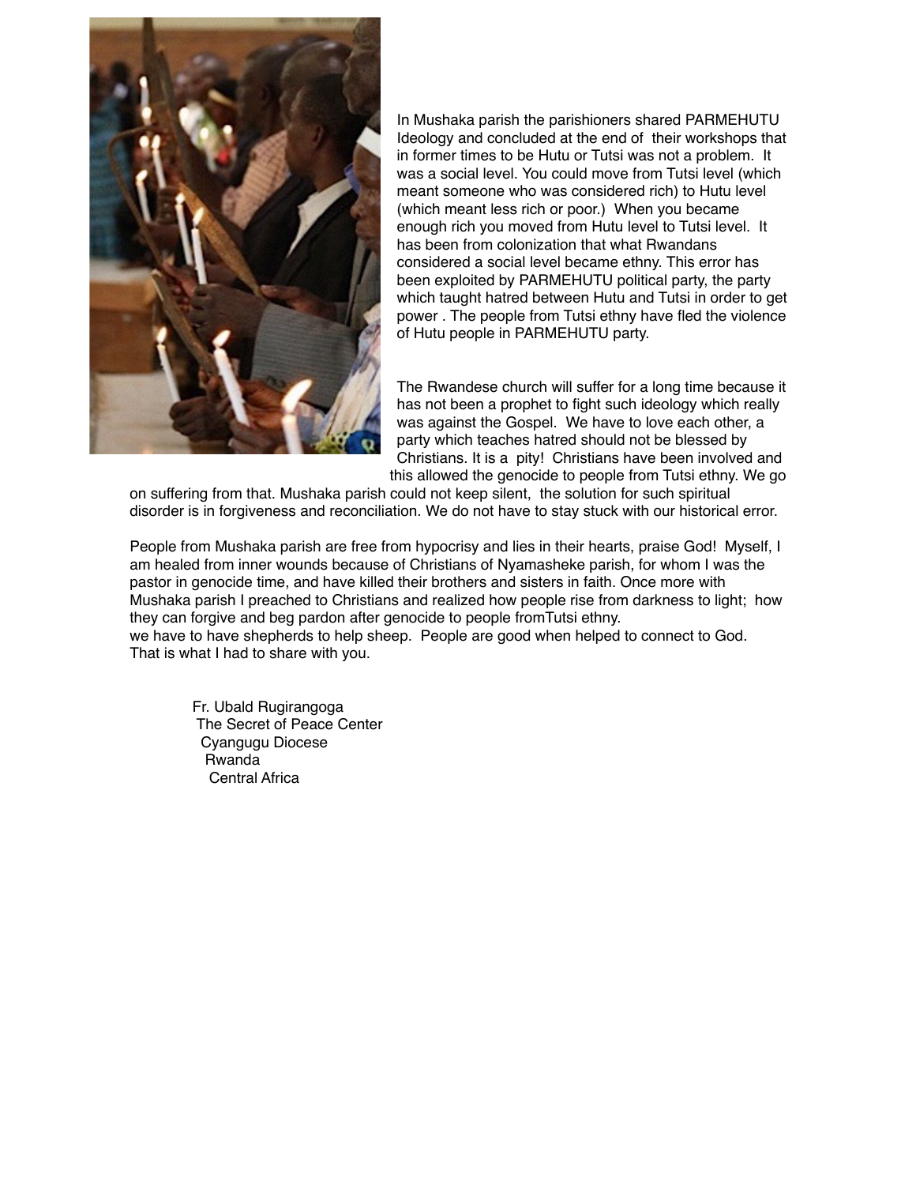In Mushaka parish the parishioners shared PARMEHUTU Ideology and concluded at the end of their workshops that in former times to be Hutu or Tutsi was not a problem. It was a social level. You could move from Tutsi level (which meant someone who was considered rich) to Hutu level (which meant less rich or poor.) When you became enough rich you moved from Hutu level to Tutsi level. It has been from colonization that what Rwandans considered a social level became ethny. This error has been exploited by PARMEHUTU political party, the party which taught hatred between Hutu and Tutsi in order to get power . The people from Tutsi ethny have fled the violence of Hutu people in PARMEHUTU party.

The Rwandese church will suffer for a long time because it has not been a prophet to fight such ideology which really was against the Gospel. We have to love each other, a party which teaches hatred should not be blessed by Christians. It is a pity! Christians have been involved and this allowed the genocide to people from Tutsi ethny. We go on suffering from that. Mushaka parish could not keep silent, the solution for such spiritual disorder is in forgiveness and reconciliation. We do not have to stay stuck with our historical error.

People from Mushaka parish are free from hypocrisy and lies in their hearts, praise God! Myself, I am healed from inner wounds because of Christians of Nyamasheke parish, for whom I was the pastor in genocide time, and have killed their brothers and sisters in faith. Once more with Mushaka parish I preached to Christians and realized how people rise from darkness to light; how they can forgive and beg pardon after genocide to people fromTutsi ethny.
we have to have shepherds to help sheep. People are good when helped to connect to God. That is what I had to share with you.

Fr. Ubald Rugirangoga
The Secret of Peace Center
Cyangugu Diocese
Rwanda
Central Africa